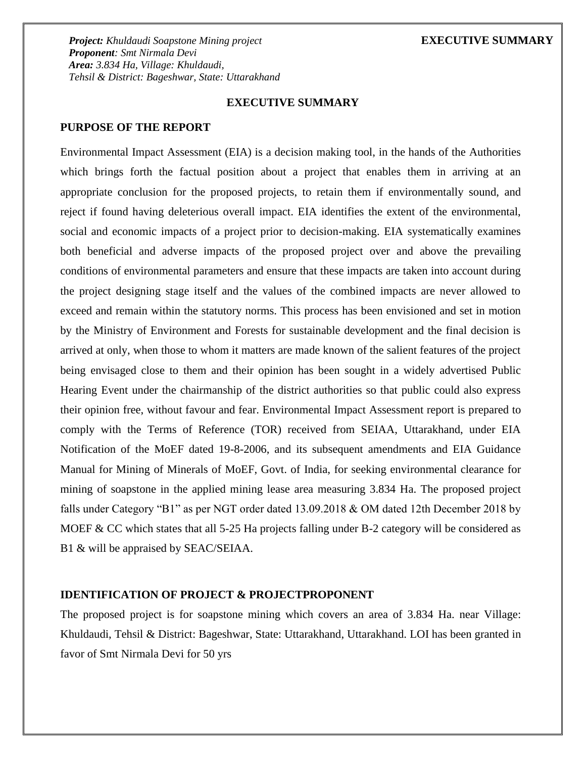*Project: Khuldaudi Soapstone Mining project*
*Proponent: Smt Nirmala Devi*
*Area: 3.834 Ha, Village: Khuldaudi,*
*Tehsil & District: Bageshwar, State: Uttarakhand*

# EXECUTIVE SUMMARY

## PURPOSE OF THE REPORT

Environmental Impact Assessment (EIA) is a decision making tool, in the hands of the Authorities which brings forth the factual position about a project that enables them in arriving at an appropriate conclusion for the proposed projects, to retain them if environmentally sound, and reject if found having deleterious overall impact. EIA identifies the extent of the environmental, social and economic impacts of a project prior to decision-making. EIA systematically examines both beneficial and adverse impacts of the proposed project over and above the prevailing conditions of environmental parameters and ensure that these impacts are taken into account during the project designing stage itself and the values of the combined impacts are never allowed to exceed and remain within the statutory norms. This process has been envisioned and set in motion by the Ministry of Environment and Forests for sustainable development and the final decision is arrived at only, when those to whom it matters are made known of the salient features of the project being envisaged close to them and their opinion has been sought in a widely advertised Public Hearing Event under the chairmanship of the district authorities so that public could also express their opinion free, without favour and fear. Environmental Impact Assessment report is prepared to comply with the Terms of Reference (TOR) received from SEIAA, Uttarakhand, under EIA Notification of the MoEF dated 19-8-2006, and its subsequent amendments and EIA Guidance Manual for Mining of Minerals of MoEF, Govt. of India, for seeking environmental clearance for mining of soapstone in the applied mining lease area measuring 3.834 Ha. The proposed project falls under Category "B1" as per NGT order dated 13.09.2018 & OM dated 12th December 2018 by MOEF & CC which states that all 5-25 Ha projects falling under B-2 category will be considered as B1 & will be appraised by SEAC/SEIAA.

## IDENTIFICATION OF PROJECT & PROJECTPROPONENT

The proposed project is for soapstone mining which covers an area of 3.834 Ha. near Village: Khuldaudi, Tehsil & District: Bageshwar, State: Uttarakhand, Uttarakhand. LOI has been granted in favor of Smt Nirmala Devi for 50 yrs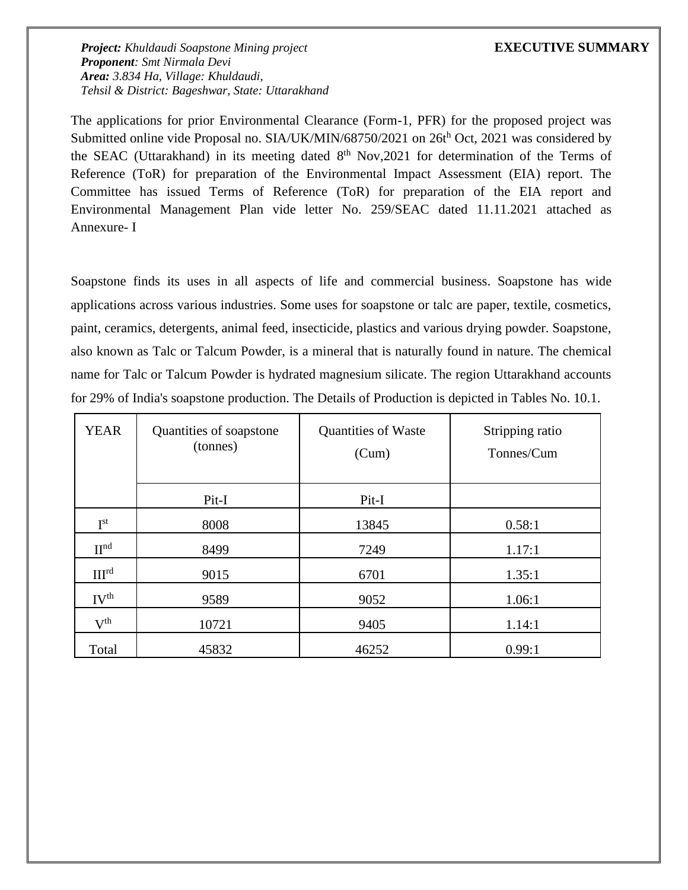*Project: Khuldaudi Soapstone Mining project*
*Proponent: Smt Nirmala Devi*
*Area: 3.834 Ha, Village: Khuldaudi,*
*Tehsil & District: Bageshwar, State: Uttarakhand*

**EXECUTIVE SUMMARY**

The applications for prior Environmental Clearance (Form-1, PFR) for the proposed project was Submitted online vide Proposal no. SIA/UK/MIN/68750/2021 on 26th Oct, 2021 was considered by the SEAC (Uttarakhand) in its meeting dated 8th Nov,2021 for determination of the Terms of Reference (ToR) for preparation of the Environmental Impact Assessment (EIA) report. The Committee has issued Terms of Reference (ToR) for preparation of the EIA report and Environmental Management Plan vide letter No. 259/SEAC dated 11.11.2021 attached as Annexure- I

Soapstone finds its uses in all aspects of life and commercial business. Soapstone has wide applications across various industries. Some uses for soapstone or talc are paper, textile, cosmetics, paint, ceramics, detergents, animal feed, insecticide, plastics and various drying powder. Soapstone, also known as Talc or Talcum Powder, is a mineral that is naturally found in nature. The chemical name for Talc or Talcum Powder is hydrated magnesium silicate. The region Uttarakhand accounts for 29% of India's soapstone production. The Details of Production is depicted in Tables No. 10.1.

| YEAR | Quantities of soapstone (tonnes) | Quantities of Waste (Cum) | Stripping ratio Tonnes/Cum |
|---|---|---|---|
| | Pit-I | Pit-I | |
| Ist | 8008 | 13845 | 0.58:1 |
| IInd | 8499 | 7249 | 1.17:1 |
| IIIrd | 9015 | 6701 | 1.35:1 |
| IVth | 9589 | 9052 | 1.06:1 |
| Vth | 10721 | 9405 | 1.14:1 |
| Total | 45832 | 46252 | 0.99:1 |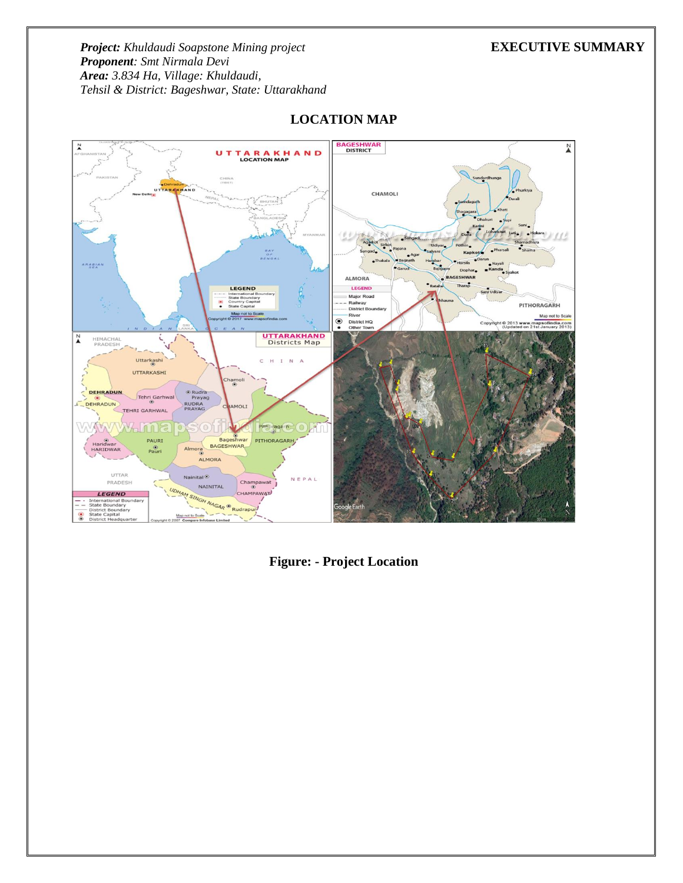**Project:** *Khuldaudi Soapstone Mining project*
**Proponent**: *Smt Nirmala Devi*
**Area:** *3.834 Ha, Village: Khuldaudi,*
*Tehsil & District: Bageshwar, State: Uttarakhand*

**EXECUTIVE SUMMARY**

## LOCATION MAP

**Figure: - Project Location**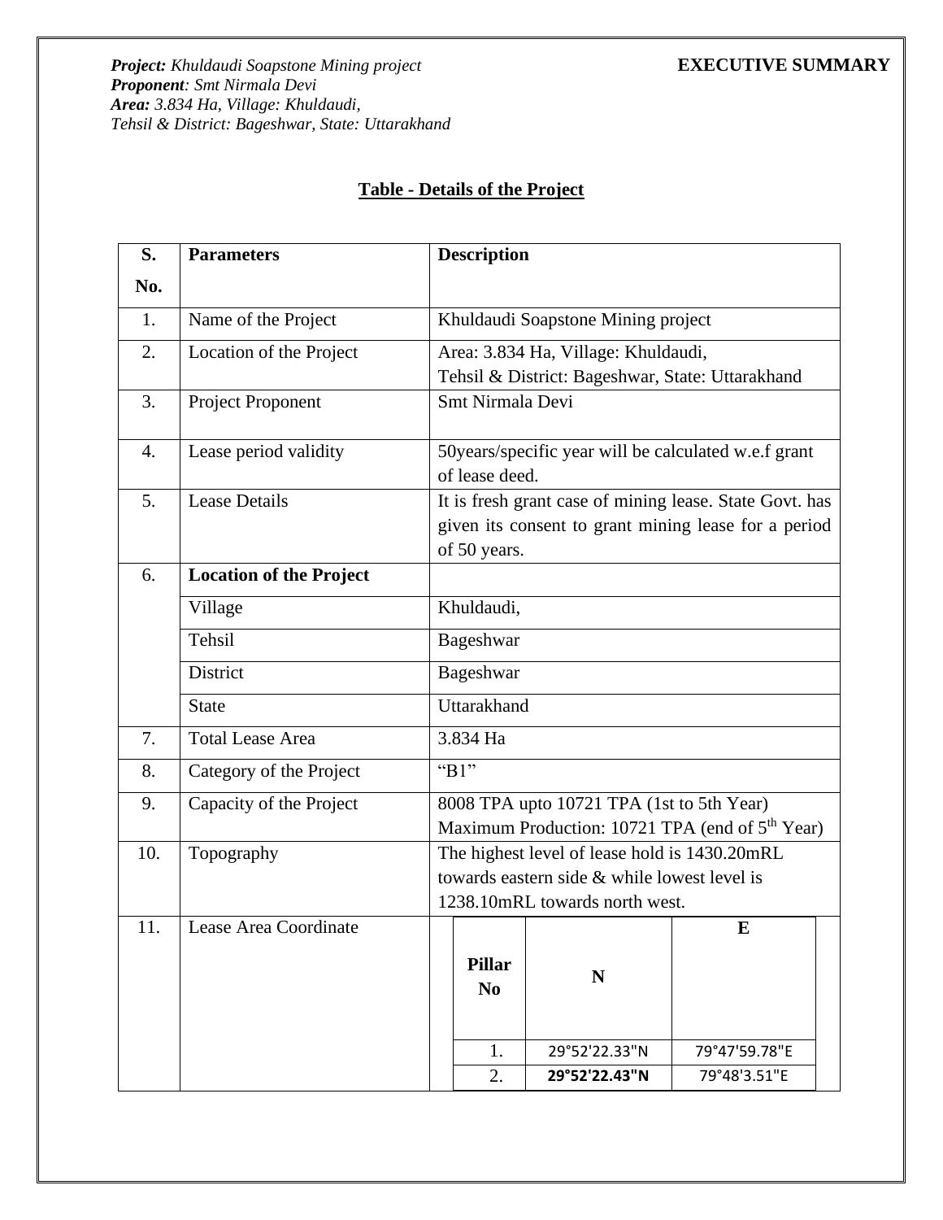***Project:*** *Khuldaudi Soapstone Mining project*
***Proponent****: Smt Nirmala Devi*
***Area:*** *3.834 Ha, Village: Khuldaudi,*
*Tehsil & District: Bageshwar, State: Uttarakhand*

**EXECUTIVE SUMMARY**

## Table - Details of the Project

| S. No. | Parameters | Description |
|---|---|---|
| 1. | Name of the Project | Khuldaudi Soapstone Mining project |
| 2. | Location of the Project | Area: 3.834 Ha, Village: Khuldaudi,<br>Tehsil & District: Bageshwar, State: Uttarakhand |
| 3. | Project Proponent | Smt Nirmala Devi |
| 4. | Lease period validity | 50years/specific year will be calculated w.e.f grant of lease deed. |
| 5. | Lease Details | It is fresh grant case of mining lease. State Govt. has given its consent to grant mining lease for a period of 50 years. |
| 6. | **Location of the Project** | |
| | Village | Khuldaudi, |
| | Tehsil | Bageshwar |
| | District | Bageshwar |
| | State | Uttarakhand |
| 7. | Total Lease Area | 3.834 Ha |
| 8. | Category of the Project | "B1" |
| 9. | Capacity of the Project | 8008 TPA upto 10721 TPA (1st to 5th Year)<br>Maximum Production: 10721 TPA (end of 5th Year) |
| 10. | Topography | The highest level of lease hold is 1430.20mRL towards eastern side & while lowest level is 1238.10mRL towards north west. |
| 11. | Lease Area Coordinate | See table below |

| Pillar No | N | E |
|---|---|---|
| 1. | 29°52'22.33"N | 79°47'59.78"E |
| 2. | **29°52'22.43"N** | 79°48'3.51"E |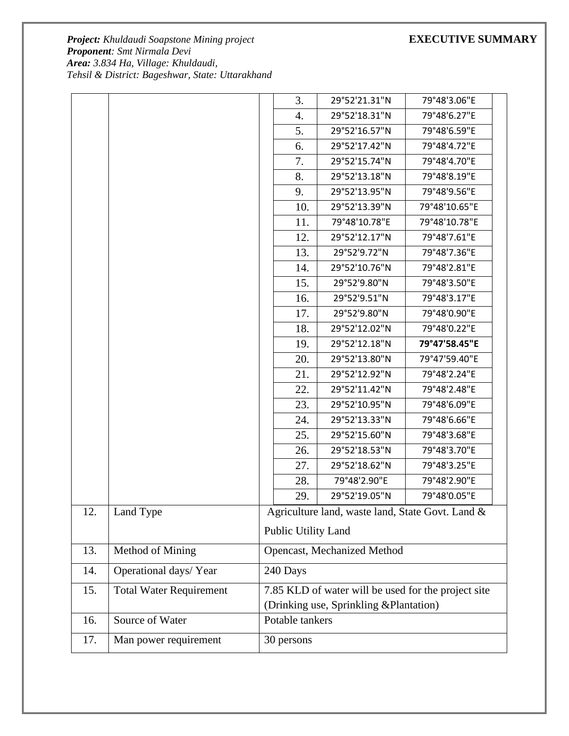| | | | | |
|---|---|---|---|---|
| | | 3. | 29°52'21.31"N | 79°48'3.06"E |
| | | 4. | 29°52'18.31"N | 79°48'6.27"E |
| | | 5. | 29°52'16.57"N | 79°48'6.59"E |
| | | 6. | 29°52'17.42"N | 79°48'4.72"E |
| | | 7. | 29°52'15.74"N | 79°48'4.70"E |
| | | 8. | 29°52'13.18"N | 79°48'8.19"E |
| | | 9. | 29°52'13.95"N | 79°48'9.56"E |
| | | 10. | 29°52'13.39"N | 79°48'10.65"E |
| | | 11. | 79°48'10.78"E | 79°48'10.78"E |
| | | 12. | 29°52'12.17"N | 79°48'7.61"E |
| | | 13. | 29°52'9.72"N | 79°48'7.36"E |
| | | 14. | 29°52'10.76"N | 79°48'2.81"E |
| | | 15. | 29°52'9.80"N | 79°48'3.50"E |
| | | 16. | 29°52'9.51"N | 79°48'3.17"E |
| | | 17. | 29°52'9.80"N | 79°48'0.90"E |
| | | 18. | 29°52'12.02"N | 79°48'0.22"E |
| | | 19. | 29°52'12.18"N | **79°47'58.45"E** |
| | | 20. | 29°52'13.80"N | 79°47'59.40"E |
| | | 21. | 29°52'12.92"N | 79°48'2.24"E |
| | | 22. | 29°52'11.42"N | 79°48'2.48"E |
| | | 23. | 29°52'10.95"N | 79°48'6.09"E |
| | | 24. | 29°52'13.33"N | 79°48'6.66"E |
| | | 25. | 29°52'15.60"N | 79°48'3.68"E |
| | | 26. | 29°52'18.53"N | 79°48'3.70"E |
| | | 27. | 29°52'18.62"N | 79°48'3.25"E |
| | | 28. | 79°48'2.90"E | 79°48'2.90"E |
| | | 29. | 29°52'19.05"N | 79°48'0.05"E |
| 12. | Land Type | Agriculture land, waste land, State Govt. Land & Public Utility Land | | |
| 13. | Method of Mining | Opencast, Mechanized Method | | |
| 14. | Operational days/ Year | 240 Days | | |
| 15. | Total Water Requirement | 7.85 KLD of water will be used for the project site (Drinking use, Sprinkling &Plantation) | | |
| 16. | Source of Water | Potable tankers | | |
| 17. | Man power requirement | 30 persons | | |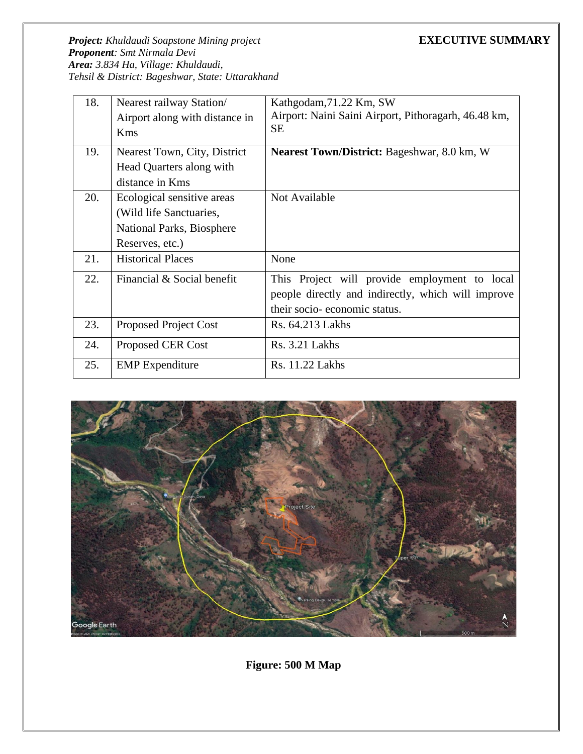| 18. | Nearest railway Station/ Airport along with distance in Kms | Kathgodam,71.22 Km, SW<br>Airport: Naini Saini Airport, Pithoragarh, 46.48 km, SE |
|---|---|---|
| 19. | Nearest Town, City, District Head Quarters along with distance in Kms | **Nearest Town/District:** Bageshwar, 8.0 km, W |
| 20. | Ecological sensitive areas (Wild life Sanctuaries, National Parks, Biosphere Reserves, etc.) | Not Available |
| 21. | Historical Places | None |
| 22. | Financial & Social benefit | This Project will provide employment to local people directly and indirectly, which will improve their socio- economic status. |
| 23. | Proposed Project Cost | Rs. 64.213 Lakhs |
| 24. | Proposed CER Cost | Rs. 3.21 Lakhs |
| 25. | EMP Expenditure | Rs. 11.22 Lakhs |

**Figure: 500 M Map**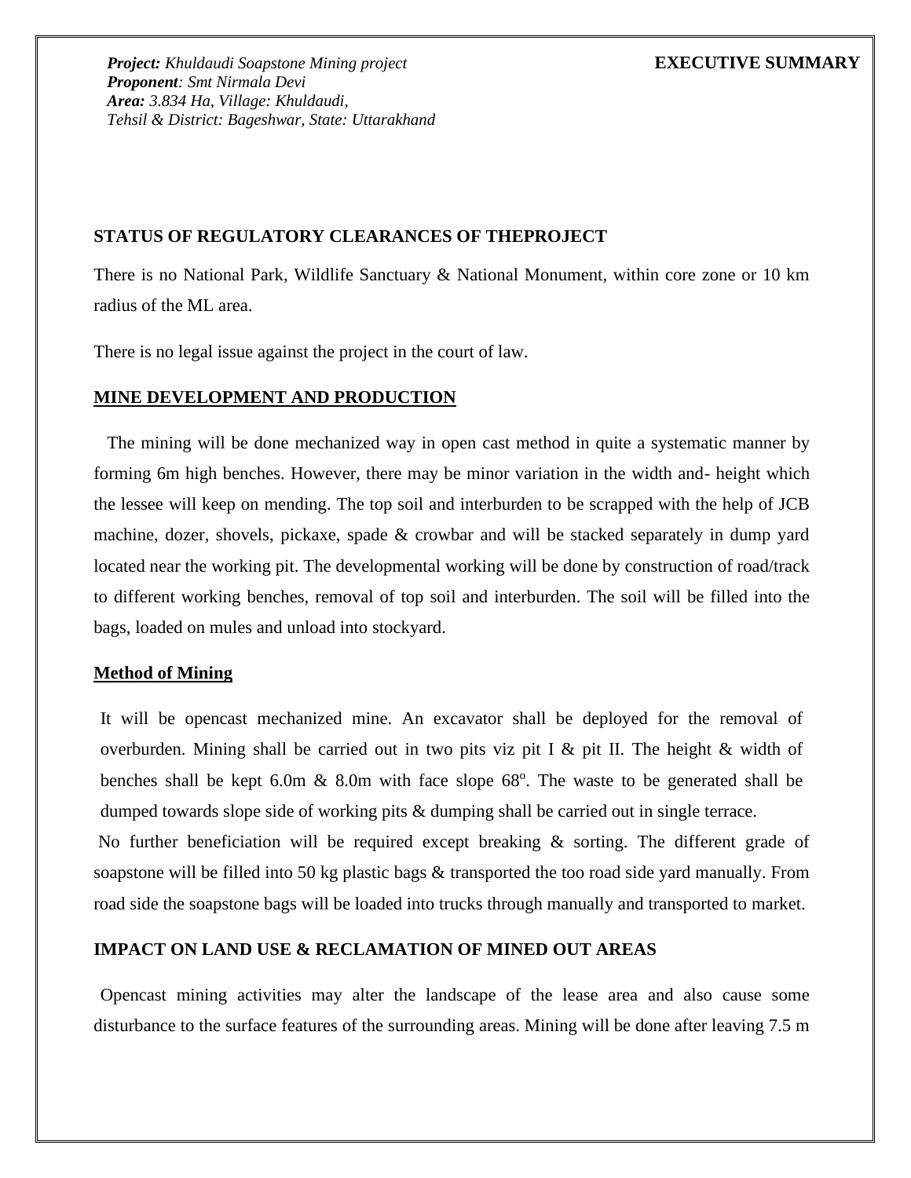## STATUS OF REGULATORY CLEARANCES OF THEPROJECT

There is no National Park, Wildlife Sanctuary & National Monument, within core zone or 10 km radius of the ML area.

There is no legal issue against the project in the court of law.

## MINE DEVELOPMENT AND PRODUCTION

The mining will be done mechanized way in open cast method in quite a systematic manner by forming 6m high benches. However, there may be minor variation in the width and- height which the lessee will keep on mending. The top soil and interburden to be scrapped with the help of JCB machine, dozer, shovels, pickaxe, spade & crowbar and will be stacked separately in dump yard located near the working pit. The developmental working will be done by construction of road/track to different working benches, removal of top soil and interburden. The soil will be filled into the bags, loaded on mules and unload into stockyard.

### Method of Mining

It will be opencast mechanized mine. An excavator shall be deployed for the removal of overburden. Mining shall be carried out in two pits viz pit I & pit II. The height & width of benches shall be kept 6.0m & 8.0m with face slope 68$^o$. The waste to be generated shall be dumped towards slope side of working pits & dumping shall be carried out in single terrace.

No further beneficiation will be required except breaking & sorting. The different grade of soapstone will be filled into 50 kg plastic bags & transported the too road side yard manually. From road side the soapstone bags will be loaded into trucks through manually and transported to market.

## IMPACT ON LAND USE & RECLAMATION OF MINED OUT AREAS

Opencast mining activities may alter the landscape of the lease area and also cause some disturbance to the surface features of the surrounding areas. Mining will be done after leaving 7.5 m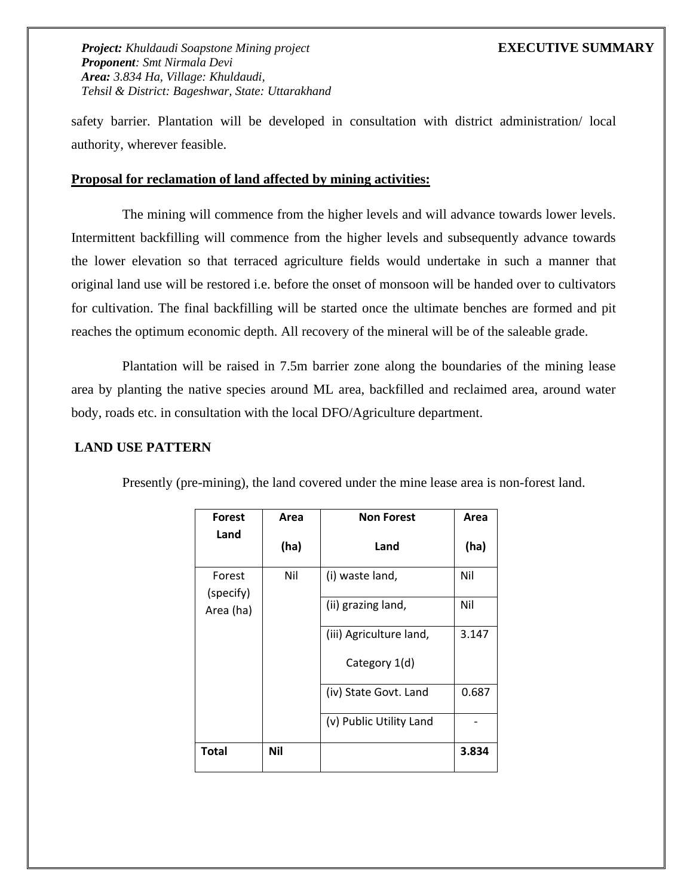safety barrier. Plantation will be developed in consultation with district administration/ local authority, wherever feasible.

**Proposal for reclamation of land affected by mining activities:**

The mining will commence from the higher levels and will advance towards lower levels. Intermittent backfilling will commence from the higher levels and subsequently advance towards the lower elevation so that terraced agriculture fields would undertake in such a manner that original land use will be restored i.e. before the onset of monsoon will be handed over to cultivators for cultivation. The final backfilling will be started once the ultimate benches are formed and pit reaches the optimum economic depth. All recovery of the mineral will be of the saleable grade.

Plantation will be raised in 7.5m barrier zone along the boundaries of the mining lease area by planting the native species around ML area, backfilled and reclaimed area, around water body, roads etc. in consultation with the local DFO/Agriculture department.

## LAND USE PATTERN

Presently (pre-mining), the land covered under the mine lease area is non-forest land.

| Forest Land | Area (ha) | Non Forest Land | Area (ha) |
|---|---|---|---|
| Forest (specify) Area (ha) | Nil | (i) waste land, | Nil |
| | | (ii) grazing land, | Nil |
| | | (iii) Agriculture land, Category 1(d) | 3.147 |
| | | (iv) State Govt. Land | 0.687 |
| | | (v) Public Utility Land | - |
| **Total** | **Nil** | | **3.834** |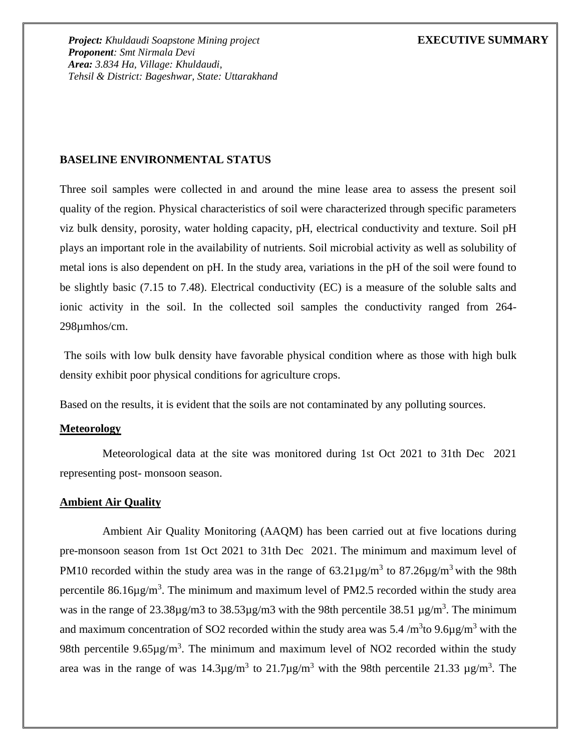***Project:*** *Khuldaudi Soapstone Mining project*
***Proponent****: Smt Nirmala Devi*
***Area:*** *3.834 Ha, Village: Khuldaudi,*
*Tehsil & District: Bageshwar, State: Uttarakhand*

**EXECUTIVE SUMMARY**

**BASELINE ENVIRONMENTAL STATUS**

Three soil samples were collected in and around the mine lease area to assess the present soil quality of the region. Physical characteristics of soil were characterized through specific parameters viz bulk density, porosity, water holding capacity, pH, electrical conductivity and texture. Soil pH plays an important role in the availability of nutrients. Soil microbial activity as well as solubility of metal ions is also dependent on pH. In the study area, variations in the pH of the soil were found to be slightly basic (7.15 to 7.48). Electrical conductivity (EC) is a measure of the soluble salts and ionic activity in the soil. In the collected soil samples the conductivity ranged from 264-298µmhos/cm.

The soils with low bulk density have favorable physical condition where as those with high bulk density exhibit poor physical conditions for agriculture crops.

Based on the results, it is evident that the soils are not contaminated by any polluting sources.

**Meteorology**

Meteorological data at the site was monitored during 1st Oct 2021 to 31th Dec 2021 representing post- monsoon season.

**Ambient Air Quality**

Ambient Air Quality Monitoring (AAQM) has been carried out at five locations during pre-monsoon season from 1st Oct 2021 to 31th Dec 2021. The minimum and maximum level of PM10 recorded within the study area was in the range of 63.21µg/m$^3$ to 87.26µg/m$^3$ with the 98th percentile 86.16µg/m$^3$. The minimum and maximum level of PM2.5 recorded within the study area was in the range of 23.38µg/m3 to 38.53µg/m3 with the 98th percentile 38.51 µg/m$^3$. The minimum and maximum concentration of SO2 recorded within the study area was 5.4 /m$^3$to 9.6µg/m$^3$ with the 98th percentile 9.65µg/m$^3$. The minimum and maximum level of NO2 recorded within the study area was in the range of was 14.3µg/m$^3$ to 21.7µg/m$^3$ with the 98th percentile 21.33 µg/m$^3$. The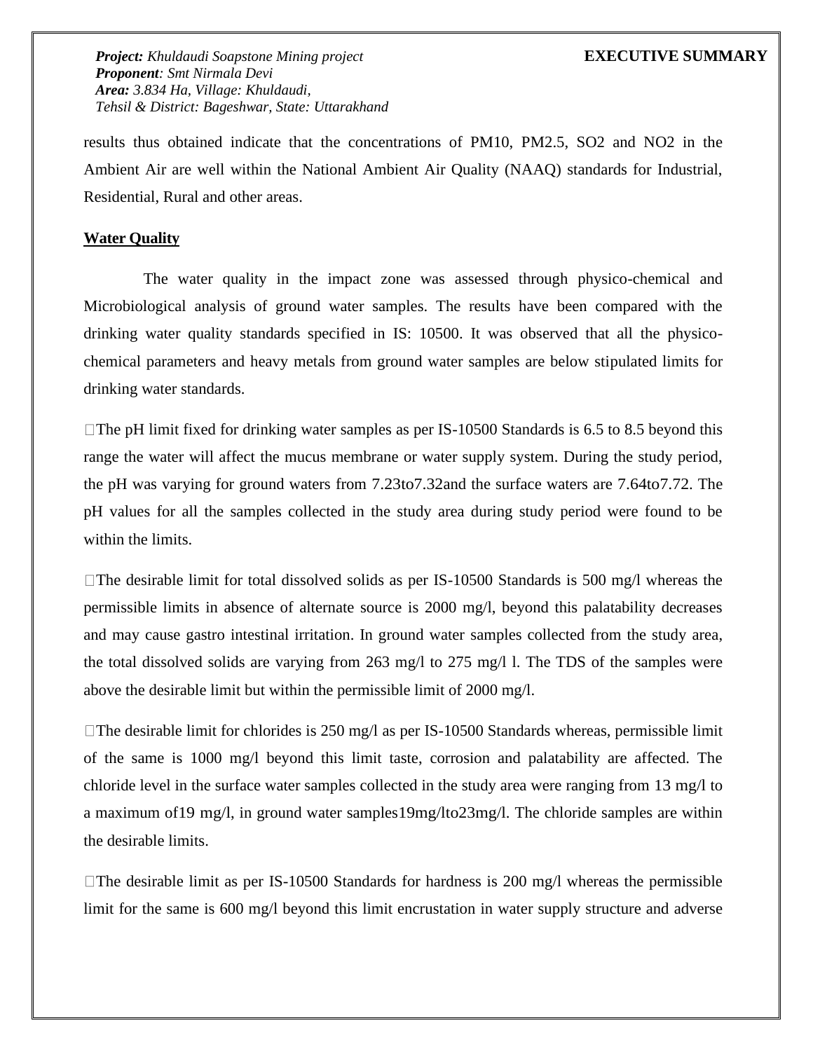results thus obtained indicate that the concentrations of PM10, PM2.5, SO2 and NO2 in the Ambient Air are well within the National Ambient Air Quality (NAAQ) standards for Industrial, Residential, Rural and other areas.

**Water Quality**

The water quality in the impact zone was assessed through physico-chemical and Microbiological analysis of ground water samples. The results have been compared with the drinking water quality standards specified in IS: 10500. It was observed that all the physico-chemical parameters and heavy metals from ground water samples are below stipulated limits for drinking water standards.

- The pH limit fixed for drinking water samples as per IS-10500 Standards is 6.5 to 8.5 beyond this range the water will affect the mucus membrane or water supply system. During the study period, the pH was varying for ground waters from 7.23to7.32and the surface waters are 7.64to7.72. The pH values for all the samples collected in the study area during study period were found to be within the limits.

- The desirable limit for total dissolved solids as per IS-10500 Standards is 500 mg/l whereas the permissible limits in absence of alternate source is 2000 mg/l, beyond this palatability decreases and may cause gastro intestinal irritation. In ground water samples collected from the study area, the total dissolved solids are varying from 263 mg/l to 275 mg/l l. The TDS of the samples were above the desirable limit but within the permissible limit of 2000 mg/l.

- The desirable limit for chlorides is 250 mg/l as per IS-10500 Standards whereas, permissible limit of the same is 1000 mg/l beyond this limit taste, corrosion and palatability are affected. The chloride level in the surface water samples collected in the study area were ranging from 13 mg/l to a maximum of19 mg/l, in ground water samples19mg/lto23mg/l. The chloride samples are within the desirable limits.

- The desirable limit as per IS-10500 Standards for hardness is 200 mg/l whereas the permissible limit for the same is 600 mg/l beyond this limit encrustation in water supply structure and adverse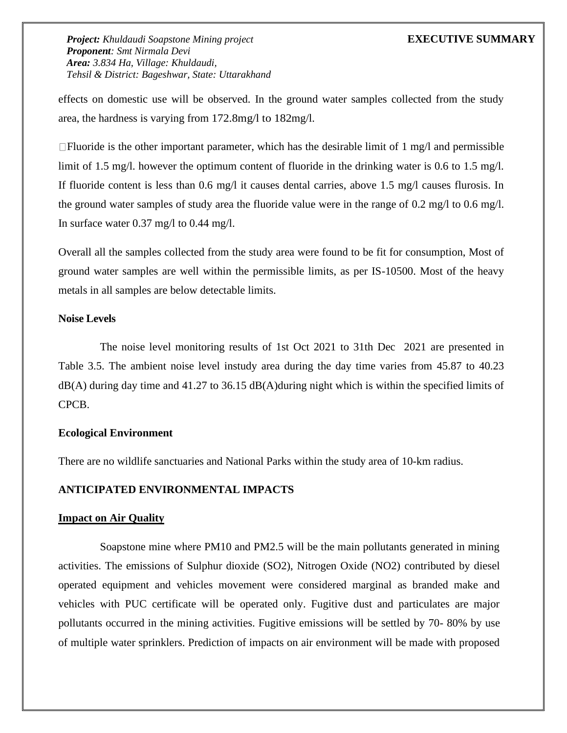effects on domestic use will be observed. In the ground water samples collected from the study area, the hardness is varying from 172.8mg/l to 182mg/l.

Fluoride is the other important parameter, which has the desirable limit of 1 mg/l and permissible limit of 1.5 mg/l. however the optimum content of fluoride in the drinking water is 0.6 to 1.5 mg/l. If fluoride content is less than 0.6 mg/l it causes dental carries, above 1.5 mg/l causes flurosis. In the ground water samples of study area the fluoride value were in the range of 0.2 mg/l to 0.6 mg/l. In surface water 0.37 mg/l to 0.44 mg/l.

Overall all the samples collected from the study area were found to be fit for consumption, Most of ground water samples are well within the permissible limits, as per IS-10500. Most of the heavy metals in all samples are below detectable limits.

**Noise Levels**

The noise level monitoring results of 1st Oct 2021 to 31th Dec 2021 are presented in Table 3.5. The ambient noise level instudy area during the day time varies from 45.87 to 40.23 dB(A) during day time and 41.27 to 36.15 dB(A)during night which is within the specified limits of CPCB.

**Ecological Environment**

There are no wildlife sanctuaries and National Parks within the study area of 10-km radius.

**ANTICIPATED ENVIRONMENTAL IMPACTS**

**Impact on Air Quality**

Soapstone mine where PM10 and PM2.5 will be the main pollutants generated in mining activities. The emissions of Sulphur dioxide ($SO_2$), Nitrogen Oxide ($NO_2$) contributed by diesel operated equipment and vehicles movement were considered marginal as branded make and vehicles with PUC certificate will be operated only. Fugitive dust and particulates are major pollutants occurred in the mining activities. Fugitive emissions will be settled by 70- 80% by use of multiple water sprinklers. Prediction of impacts on air environment will be made with proposed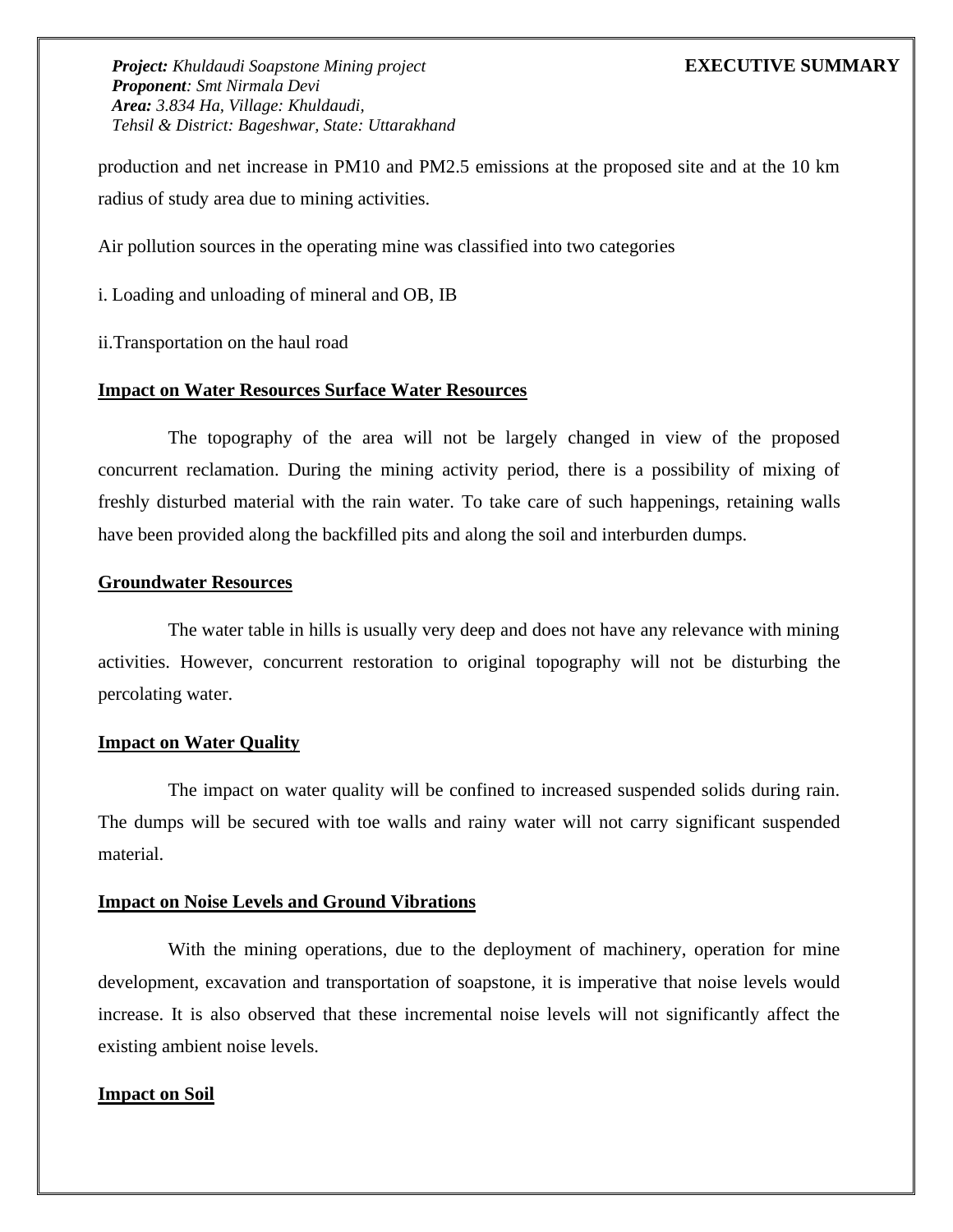production and net increase in PM10 and PM2.5 emissions at the proposed site and at the 10 km radius of study area due to mining activities.

Air pollution sources in the operating mine was classified into two categories

i. Loading and unloading of mineral and OB, IB

ii.Transportation on the haul road

**Impact on Water Resources Surface Water Resources**

The topography of the area will not be largely changed in view of the proposed concurrent reclamation. During the mining activity period, there is a possibility of mixing of freshly disturbed material with the rain water. To take care of such happenings, retaining walls have been provided along the backfilled pits and along the soil and interburden dumps.

**Groundwater Resources**

The water table in hills is usually very deep and does not have any relevance with mining activities. However, concurrent restoration to original topography will not be disturbing the percolating water.

**Impact on Water Quality**

The impact on water quality will be confined to increased suspended solids during rain. The dumps will be secured with toe walls and rainy water will not carry significant suspended material.

**Impact on Noise Levels and Ground Vibrations**

With the mining operations, due to the deployment of machinery, operation for mine development, excavation and transportation of soapstone, it is imperative that noise levels would increase. It is also observed that these incremental noise levels will not significantly affect the existing ambient noise levels.

**Impact on Soil**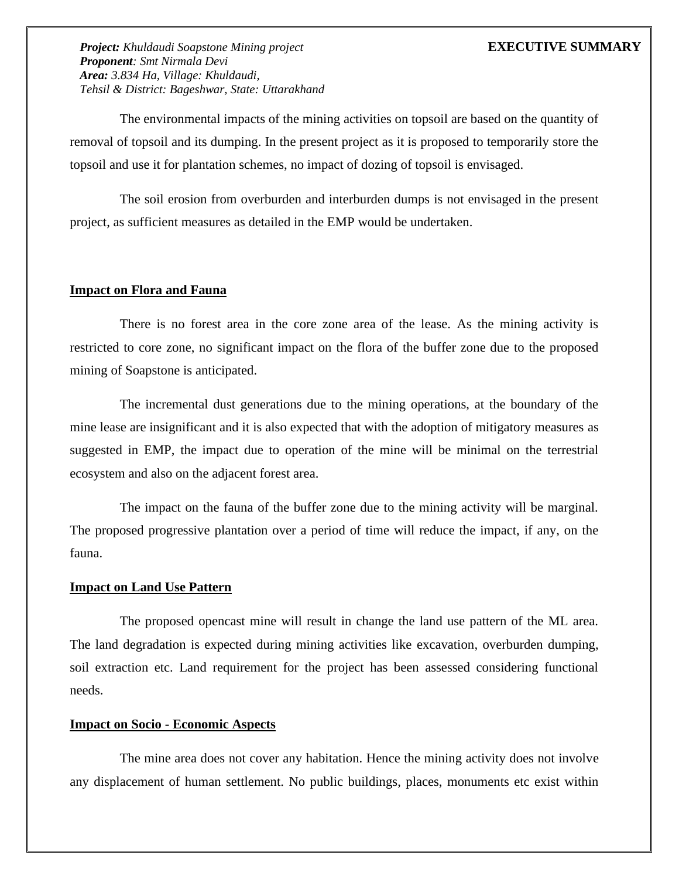The environmental impacts of the mining activities on topsoil are based on the quantity of removal of topsoil and its dumping. In the present project as it is proposed to temporarily store the topsoil and use it for plantation schemes, no impact of dozing of topsoil is envisaged.

The soil erosion from overburden and interburden dumps is not envisaged in the present project, as sufficient measures as detailed in the EMP would be undertaken.

**Impact on Flora and Fauna**

There is no forest area in the core zone area of the lease. As the mining activity is restricted to core zone, no significant impact on the flora of the buffer zone due to the proposed mining of Soapstone is anticipated.

The incremental dust generations due to the mining operations, at the boundary of the mine lease are insignificant and it is also expected that with the adoption of mitigatory measures as suggested in EMP, the impact due to operation of the mine will be minimal on the terrestrial ecosystem and also on the adjacent forest area.

The impact on the fauna of the buffer zone due to the mining activity will be marginal. The proposed progressive plantation over a period of time will reduce the impact, if any, on the fauna.

**Impact on Land Use Pattern**

The proposed opencast mine will result in change the land use pattern of the ML area. The land degradation is expected during mining activities like excavation, overburden dumping, soil extraction etc. Land requirement for the project has been assessed considering functional needs.

**Impact on Socio - Economic Aspects**

The mine area does not cover any habitation. Hence the mining activity does not involve any displacement of human settlement. No public buildings, places, monuments etc exist within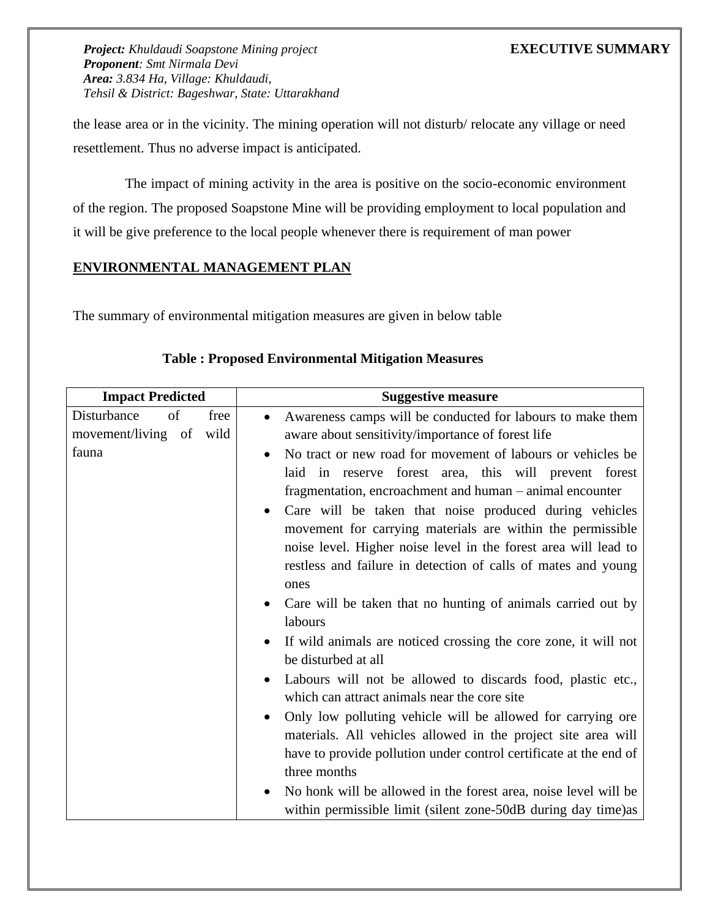the lease area or in the vicinity. The mining operation will not disturb/ relocate any village or need resettlement. Thus no adverse impact is anticipated.

The impact of mining activity in the area is positive on the socio-economic environment of the region. The proposed Soapstone Mine will be providing employment to local population and it will be give preference to the local people whenever there is requirement of man power

## ENVIRONMENTAL MANAGEMENT PLAN

The summary of environmental mitigation measures are given in below table

**Table : Proposed Environmental Mitigation Measures**

| Impact Predicted | Suggestive measure |
|---|---|
| Disturbance of free movement/living of wild fauna | • Awareness camps will be conducted for labours to make them aware about sensitivity/importance of forest life<br>• No tract or new road for movement of labours or vehicles be laid in reserve forest area, this will prevent forest fragmentation, encroachment and human – animal encounter<br>• Care will be taken that noise produced during vehicles movement for carrying materials are within the permissible noise level. Higher noise level in the forest area will lead to restless and failure in detection of calls of mates and young ones<br>• Care will be taken that no hunting of animals carried out by labours<br>• If wild animals are noticed crossing the core zone, it will not be disturbed at all<br>• Labours will not be allowed to discards food, plastic etc., which can attract animals near the core site<br>• Only low polluting vehicle will be allowed for carrying ore materials. All vehicles allowed in the project site area will have to provide pollution under control certificate at the end of three months<br>• No honk will be allowed in the forest area, noise level will be within permissible limit (silent zone-50dB during day time)as |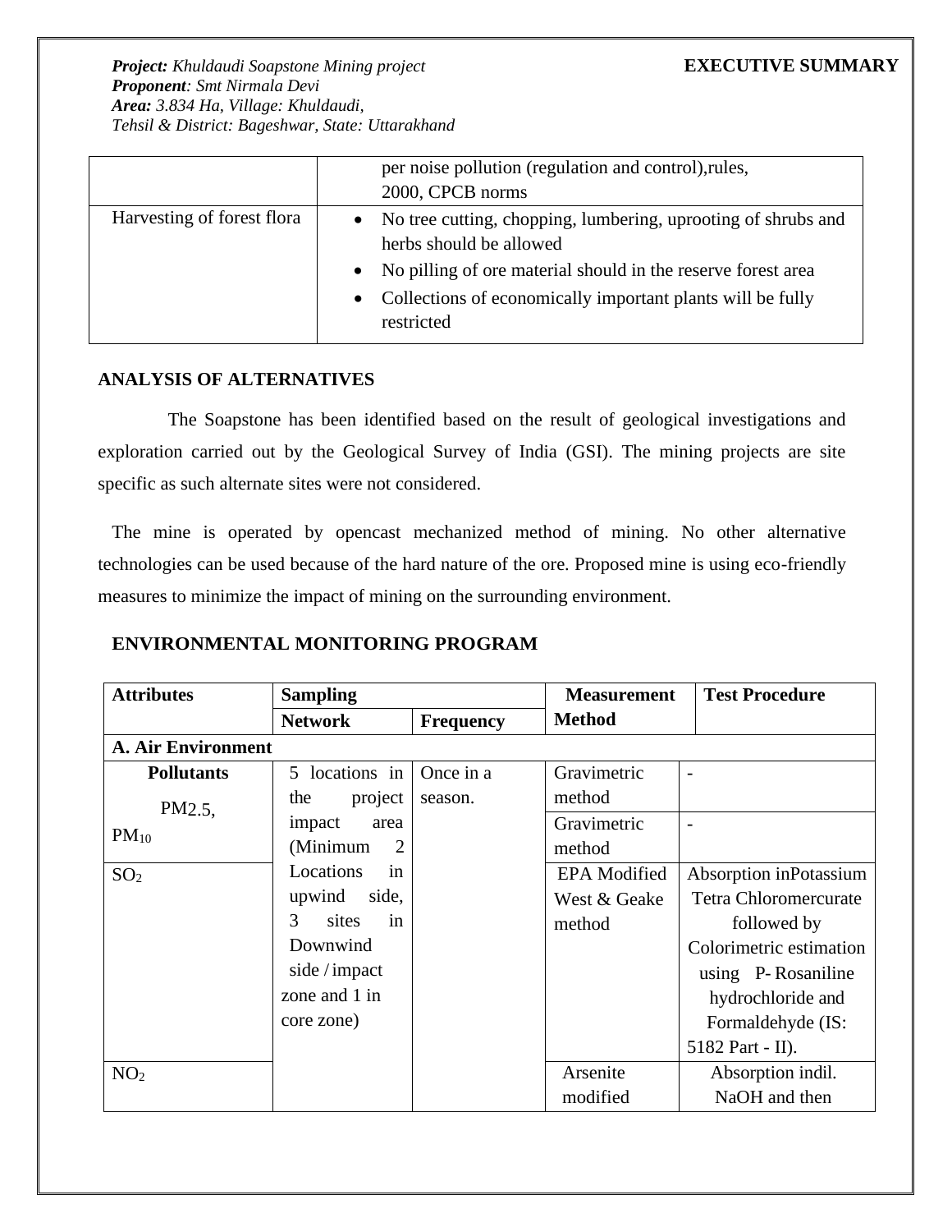| | |
|---|---|
| | per noise pollution (regulation and control),rules, 2000, CPCB norms |
| Harvesting of forest flora | • No tree cutting, chopping, lumbering, uprooting of shrubs and herbs should be allowed<br>• No pilling of ore material should in the reserve forest area<br>• Collections of economically important plants will be fully restricted |

## ANALYSIS OF ALTERNATIVES

The Soapstone has been identified based on the result of geological investigations and exploration carried out by the Geological Survey of India (GSI). The mining projects are site specific as such alternate sites were not considered.

The mine is operated by opencast mechanized method of mining. No other alternative technologies can be used because of the hard nature of the ore. Proposed mine is using eco-friendly measures to minimize the impact of mining on the surrounding environment.

## ENVIRONMENTAL MONITORING PROGRAM

| Attributes | Sampling | | Measurement Method | Test Procedure |
|---|---|---|---|---|
| | Network | Frequency | | |
| **A. Air Environment** | | | | |
| **Pollutants** PM2.5, | 5 locations in the project impact area (Minimum 2 Locations in upwind side, 3 sites in Downwind side / impact zone and 1 in core zone) | Once in a season. | Gravimetric method | - |
| $PM_{10}$ | | | Gravimetric method | - |
| $SO_2$ | | | EPA Modified West & Geake method | Absorption inPotassium Tetra Chloromercurate followed by Colorimetric estimation using P- Rosaniline hydrochloride and Formaldehyde (IS: 5182 Part - II). |
| $NO_2$ | | | Arsenite modified | Absorption indil. NaOH and then |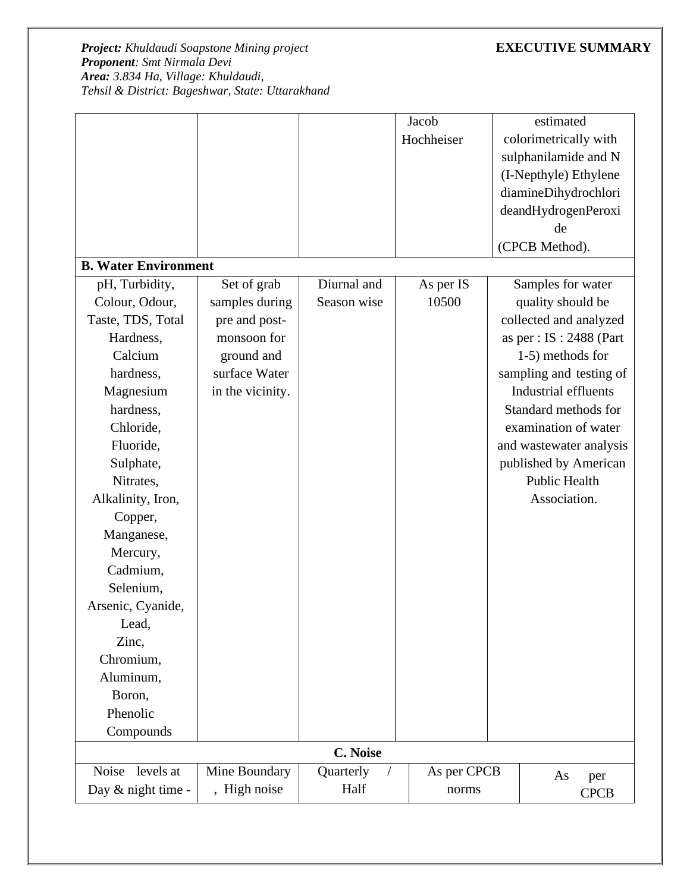*Project:* *Khuldaudi Soapstone Mining project* **EXECUTIVE SUMMARY**
*Proponent: Smt Nirmala Devi*
*Area: 3.834 Ha, Village: Khuldaudi,*
*Tehsil & District: Bageshwar, State: Uttarakhand*

| | | | | |
|---|---|---|---|---|
| | | | Jacob Hochheiser | estimated colorimetrically with sulphanilamide and N (I-Nepthyle) Ethylene diamineDihydrochlorideandHydrogenPeroxide (CPCB Method). |
| **B. Water Environment** | | | | |
| pH, Turbidity, Colour, Odour, Taste, TDS, Total Hardness, Calcium hardness, Magnesium hardness, Chloride, Fluoride, Sulphate, Nitrates, Alkalinity, Iron, Copper, Manganese, Mercury, Cadmium, Selenium, Arsenic, Cyanide, Lead, Zinc, Chromium, Aluminum, Boron, Phenolic Compounds | Set of grab samples during pre and post-monsoon for ground and surface Water in the vicinity. | Diurnal and Season wise | As per IS 10500 | Samples for water quality should be collected and analyzed as per : IS : 2488 (Part 1-5) methods for sampling and testing of Industrial effluents Standard methods for examination of water and wastewater analysis published by American Public Health Association. |
| **C. Noise** | | | | |
| Noise levels at Day & night time - | Mine Boundary , High noise | Quarterly / Half | As per CPCB norms | As per CPCB |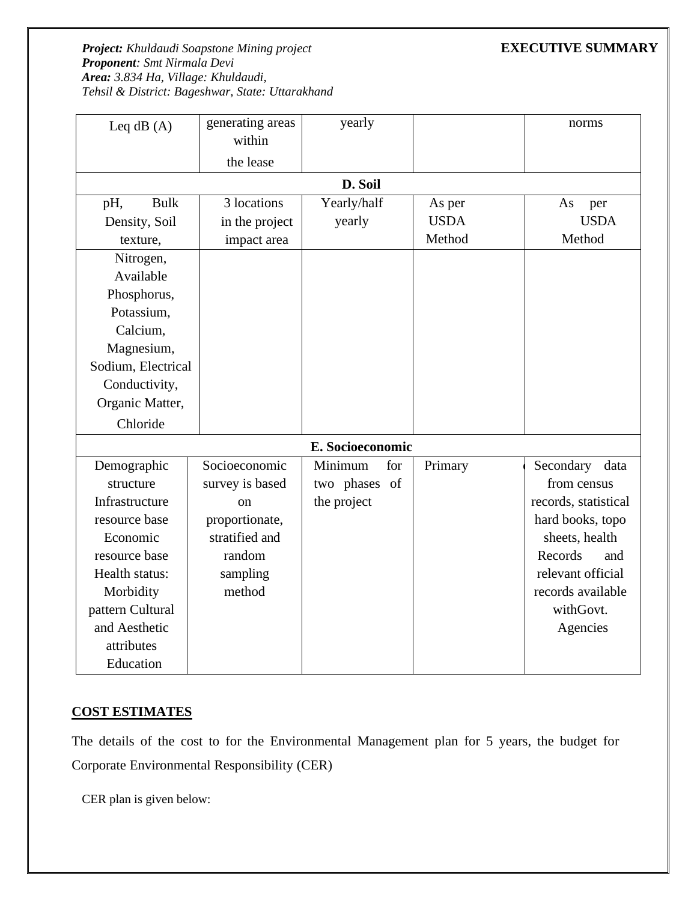| Leq dB (A) | generating areas within the lease | yearly | | norms |
|---|---|---|---|---|
| **D. Soil** | | | | |
| pH, Bulk Density, Soil texture, Nitrogen, Available Phosphorus, Potassium, Calcium, Magnesium, Sodium, Electrical Conductivity, Organic Matter, Chloride | 3 locations in the project impact area | Yearly/half yearly | As per USDA Method | As per USDA Method |
| **E. Socioeconomic** | | | | |
| Demographic structure Infrastructure resource base Economic resource base Health status: Morbidity pattern Cultural and Aesthetic attributes Education | Socioeconomic survey is based on proportionate, stratified and random sampling method | Minimum for two phases of the project | Primary | Secondary data from census records, statistical hard books, topo sheets, health Records and relevant official records available withGovt. Agencies |

## COST ESTIMATES

The details of the cost to for the Environmental Management plan for 5 years, the budget for Corporate Environmental Responsibility (CER)

CER plan is given below: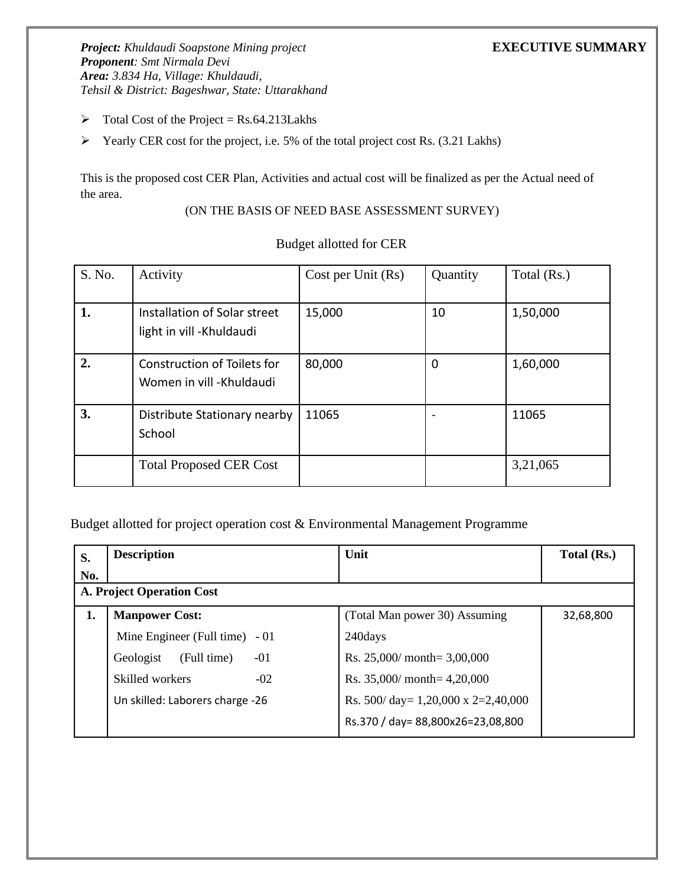*__Project:__ Khuldaudi Soapstone Mining project*
*__Proponent__: Smt Nirmala Devi*
*__Area:__ 3.834 Ha, Village: Khuldaudi,*
*Tehsil & District: Bageshwar, State: Uttarakhand*

**EXECUTIVE SUMMARY**

- Total Cost of the Project = Rs.64.213Lakhs
- Yearly CER cost for the project, i.e. 5% of the total project cost Rs. (3.21 Lakhs)

This is the proposed cost CER Plan, Activities and actual cost will be finalized as per the Actual need of the area.

(ON THE BASIS OF NEED BASE ASSESSMENT SURVEY)

Budget allotted for CER

| S. No. | Activity | Cost per Unit (Rs) | Quantity | Total (Rs.) |
|---|---|---|---|---|
| **1.** | Installation of Solar street light in vill -Khuldaudi | 15,000 | 10 | 1,50,000 |
| **2.** | Construction of Toilets for Women in vill -Khuldaudi | 80,000 | 0 | 1,60,000 |
| **3.** | Distribute Stationary nearby School | 11065 | - | 11065 |
| | Total Proposed CER Cost | | | 3,21,065 |

Budget allotted for project operation cost & Environmental Management Programme

| S. No. | Description | Unit | Total (Rs.) |
|---|---|---|---|
| **A. Project Operation Cost** | | | |
| **1.** | **Manpower Cost:**<br>Mine Engineer (Full time) - 01<br>Geologist (Full time) -01<br>Skilled workers -02<br>Un skilled: Laborers charge -26 | (Total Man power 30) Assuming 240days<br>Rs. 25,000/ month= 3,00,000<br>Rs. 35,000/ month= 4,20,000<br>Rs. 500/ day= 1,20,000 x 2=2,40,000<br>Rs.370 / day= 88,800x26=23,08,800 | 32,68,800 |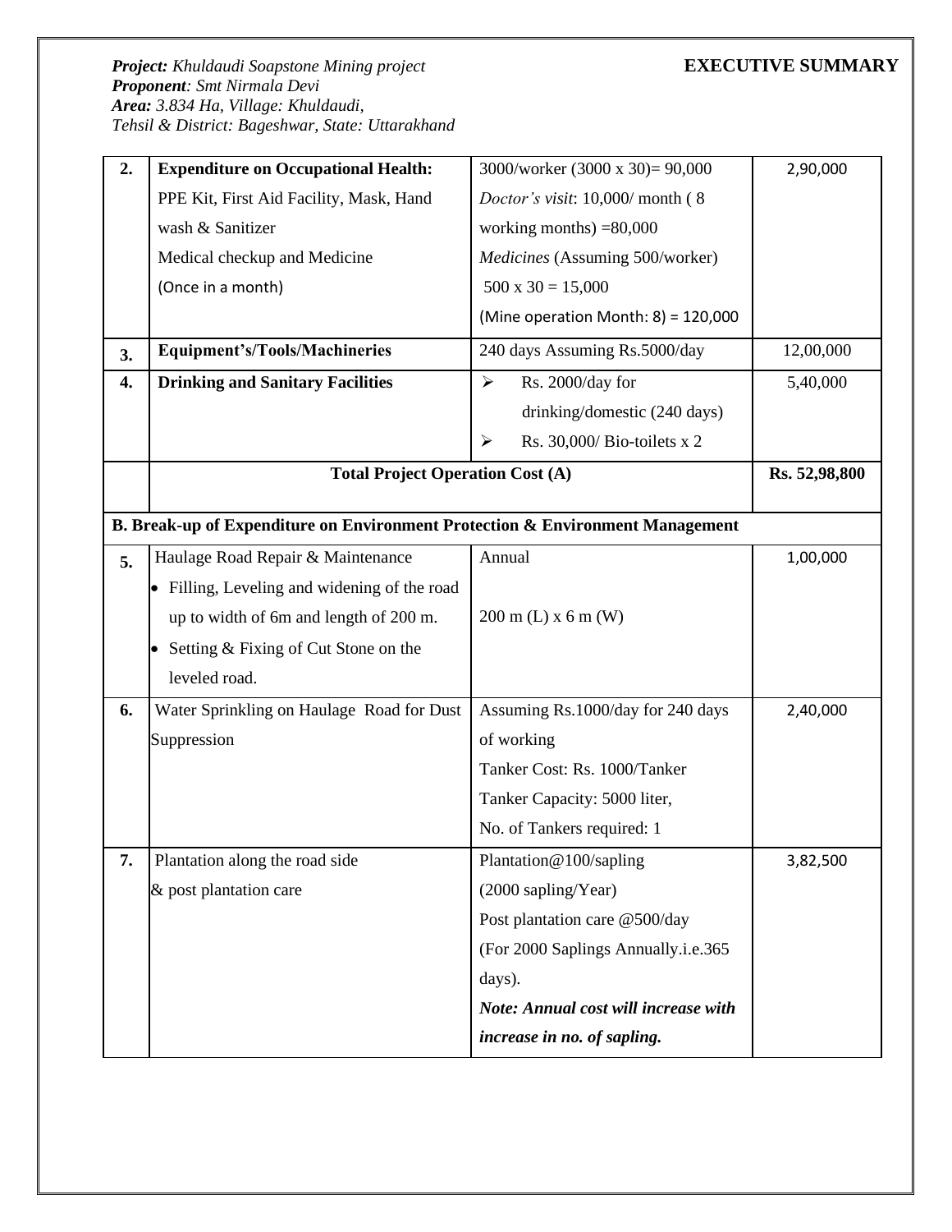*Project: Khuldaudi Soapstone Mining project*
***Proponent**: Smt Nirmala Devi*
***Area:** 3.834 Ha, Village: Khuldaudi,*
*Tehsil & District: Bageshwar, State: Uttarakhand*

**EXECUTIVE SUMMARY**

| | | | |
|---|---|---|---|
| **2.** | **Expenditure on Occupational Health:** PPE Kit, First Aid Facility, Mask, Hand wash & Sanitizer Medical checkup and Medicine (Once in a month) | 3000/worker (3000 x 30)= 90,000 *Doctor's visit*: 10,000/ month ( 8 working months) =80,000 *Medicines* (Assuming 500/worker) 500 x 30 = 15,000 (Mine operation Month: 8) = 120,000 | 2,90,000 |
| **3.** | **Equipment's/Tools/Machineries** | 240 days Assuming Rs.5000/day | 12,00,000 |
| **4.** | **Drinking and Sanitary Facilities** | ➢ Rs. 2000/day for drinking/domestic (240 days) ➢ Rs. 30,000/ Bio-toilets x 2 | 5,40,000 |
| | **Total Project Operation Cost (A)** | | **Rs. 52,98,800** |
| **B. Break-up of Expenditure on Environment Protection & Environment Management** | | | |
| **5.** | Haulage Road Repair & Maintenance • Filling, Leveling and widening of the road up to width of 6m and length of 200 m. • Setting & Fixing of Cut Stone on the leveled road. | Annual 200 m (L) x 6 m (W) | 1,00,000 |
| **6.** | Water Sprinkling on Haulage Road for Dust Suppression | Assuming Rs.1000/day for 240 days of working Tanker Cost: Rs. 1000/Tanker Tanker Capacity: 5000 liter, No. of Tankers required: 1 | 2,40,000 |
| **7.** | Plantation along the road side & post plantation care | Plantation@100/sapling (2000 sapling/Year) Post plantation care @500/day (For 2000 Saplings Annually.i.e.365 days). ***Note: Annual cost will increase with increase in no. of sapling.*** | 3,82,500 |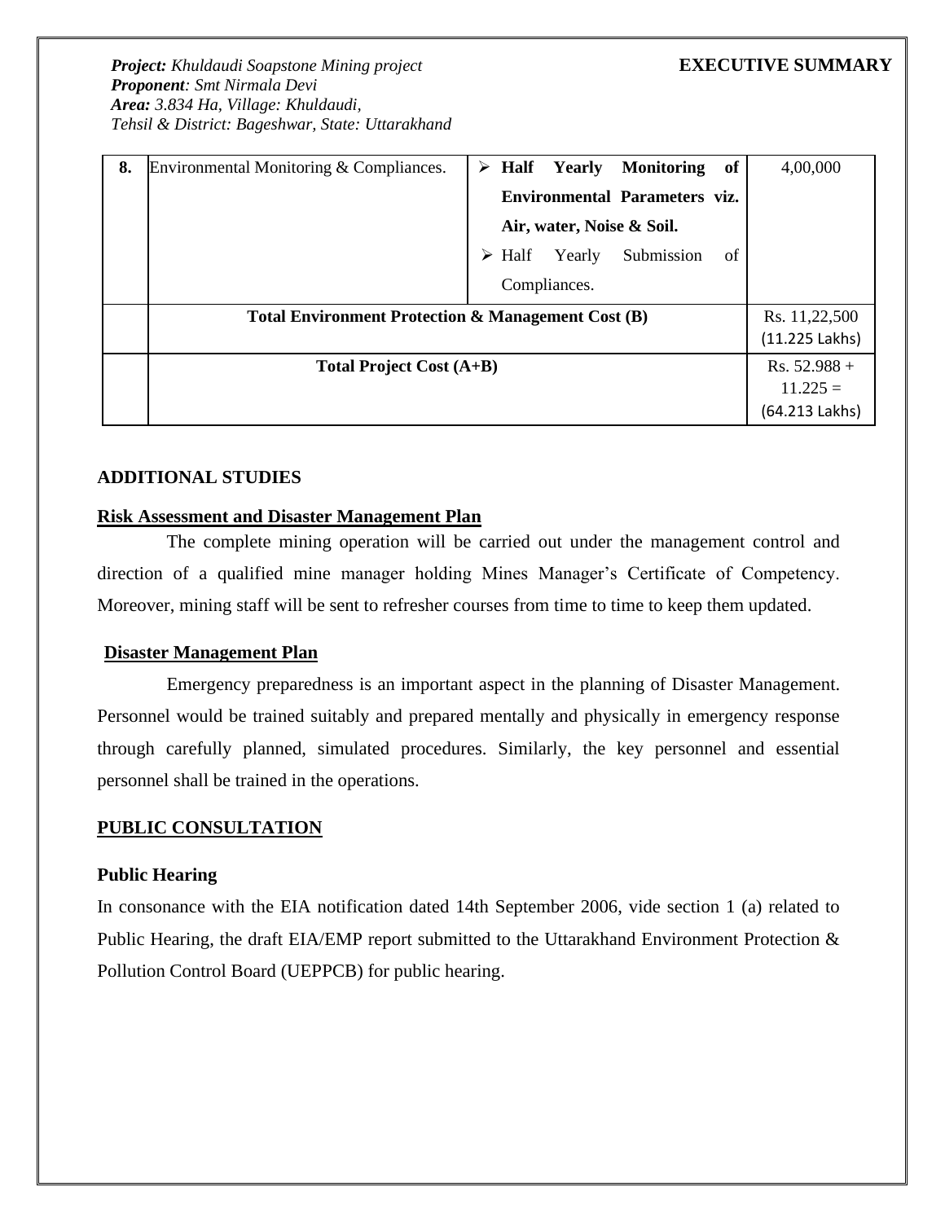| 8. | Environmental Monitoring & Compliances. | ➢ **Half Yearly Monitoring of Environmental Parameters viz. Air, water, Noise & Soil.**<br>➢ Half Yearly Submission of Compliances. | 4,00,000 |
|---|---|---|---|
| | **Total Environment Protection & Management Cost (B)** | | Rs. 11,22,500 (11.225 Lakhs) |
| | **Total Project Cost (A+B)** | | Rs. 52.988 + 11.225 = (64.213 Lakhs) |

## ADDITIONAL STUDIES

### Risk Assessment and Disaster Management Plan

The complete mining operation will be carried out under the management control and direction of a qualified mine manager holding Mines Manager's Certificate of Competency. Moreover, mining staff will be sent to refresher courses from time to time to keep them updated.

### Disaster Management Plan

Emergency preparedness is an important aspect in the planning of Disaster Management. Personnel would be trained suitably and prepared mentally and physically in emergency response through carefully planned, simulated procedures. Similarly, the key personnel and essential personnel shall be trained in the operations.

## PUBLIC CONSULTATION

### Public Hearing

In consonance with the EIA notification dated 14th September 2006, vide section 1 (a) related to Public Hearing, the draft EIA/EMP report submitted to the Uttarakhand Environment Protection & Pollution Control Board (UEPPCB) for public hearing.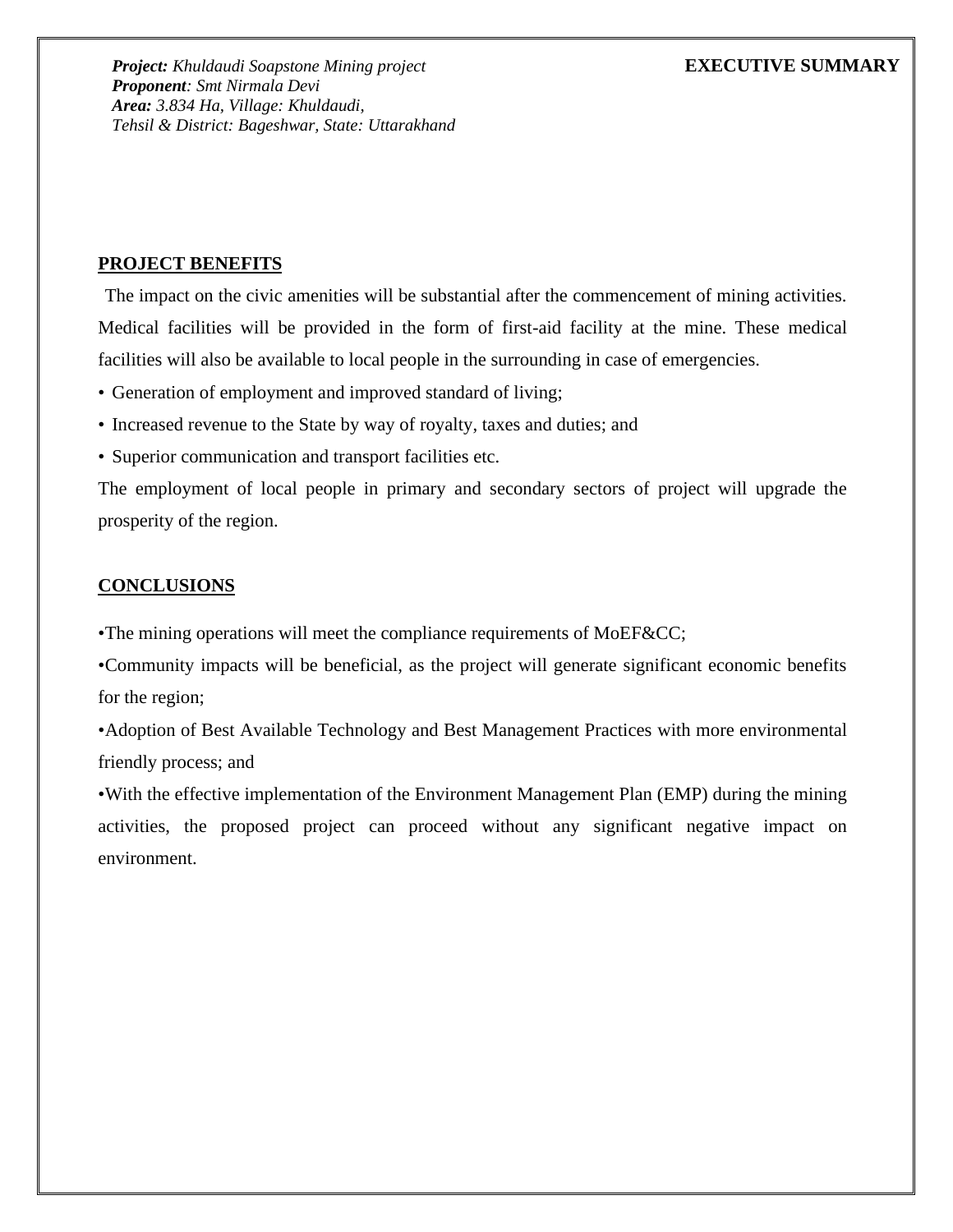## PROJECT BENEFITS

The impact on the civic amenities will be substantial after the commencement of mining activities. Medical facilities will be provided in the form of first-aid facility at the mine. These medical facilities will also be available to local people in the surrounding in case of emergencies.

- Generation of employment and improved standard of living;
- Increased revenue to the State by way of royalty, taxes and duties; and
- Superior communication and transport facilities etc.

The employment of local people in primary and secondary sectors of project will upgrade the prosperity of the region.

## CONCLUSIONS

- The mining operations will meet the compliance requirements of MoEF&CC;
- Community impacts will be beneficial, as the project will generate significant economic benefits for the region;
- Adoption of Best Available Technology and Best Management Practices with more environmental friendly process; and
- With the effective implementation of the Environment Management Plan (EMP) during the mining activities, the proposed project can proceed without any significant negative impact on environment.